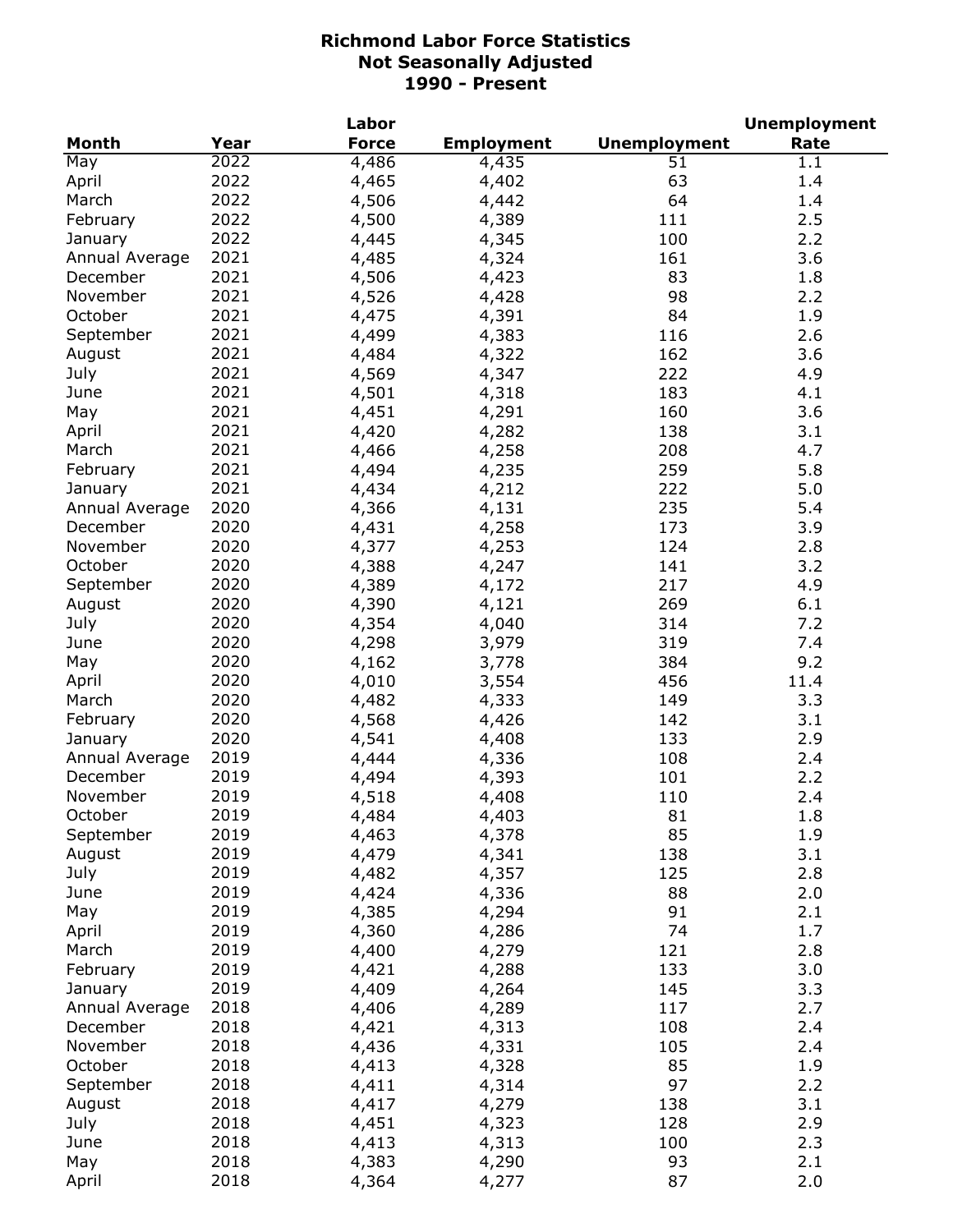# Richmond Labor Force Statistics
## Not Seasonally Adjusted
## 1990 - Present

| Month | Year | Labor Force | Employment | Unemployment | Unemployment Rate |
|---|---|---|---|---|---|
| May | 2022 | 4,486 | 4,435 | 51 | 1.1 |
| April | 2022 | 4,465 | 4,402 | 63 | 1.4 |
| March | 2022 | 4,506 | 4,442 | 64 | 1.4 |
| February | 2022 | 4,500 | 4,389 | 111 | 2.5 |
| January | 2022 | 4,445 | 4,345 | 100 | 2.2 |
| Annual Average | 2021 | 4,485 | 4,324 | 161 | 3.6 |
| December | 2021 | 4,506 | 4,423 | 83 | 1.8 |
| November | 2021 | 4,526 | 4,428 | 98 | 2.2 |
| October | 2021 | 4,475 | 4,391 | 84 | 1.9 |
| September | 2021 | 4,499 | 4,383 | 116 | 2.6 |
| August | 2021 | 4,484 | 4,322 | 162 | 3.6 |
| July | 2021 | 4,569 | 4,347 | 222 | 4.9 |
| June | 2021 | 4,501 | 4,318 | 183 | 4.1 |
| May | 2021 | 4,451 | 4,291 | 160 | 3.6 |
| April | 2021 | 4,420 | 4,282 | 138 | 3.1 |
| March | 2021 | 4,466 | 4,258 | 208 | 4.7 |
| February | 2021 | 4,494 | 4,235 | 259 | 5.8 |
| January | 2021 | 4,434 | 4,212 | 222 | 5.0 |
| Annual Average | 2020 | 4,366 | 4,131 | 235 | 5.4 |
| December | 2020 | 4,431 | 4,258 | 173 | 3.9 |
| November | 2020 | 4,377 | 4,253 | 124 | 2.8 |
| October | 2020 | 4,388 | 4,247 | 141 | 3.2 |
| September | 2020 | 4,389 | 4,172 | 217 | 4.9 |
| August | 2020 | 4,390 | 4,121 | 269 | 6.1 |
| July | 2020 | 4,354 | 4,040 | 314 | 7.2 |
| June | 2020 | 4,298 | 3,979 | 319 | 7.4 |
| May | 2020 | 4,162 | 3,778 | 384 | 9.2 |
| April | 2020 | 4,010 | 3,554 | 456 | 11.4 |
| March | 2020 | 4,482 | 4,333 | 149 | 3.3 |
| February | 2020 | 4,568 | 4,426 | 142 | 3.1 |
| January | 2020 | 4,541 | 4,408 | 133 | 2.9 |
| Annual Average | 2019 | 4,444 | 4,336 | 108 | 2.4 |
| December | 2019 | 4,494 | 4,393 | 101 | 2.2 |
| November | 2019 | 4,518 | 4,408 | 110 | 2.4 |
| October | 2019 | 4,484 | 4,403 | 81 | 1.8 |
| September | 2019 | 4,463 | 4,378 | 85 | 1.9 |
| August | 2019 | 4,479 | 4,341 | 138 | 3.1 |
| July | 2019 | 4,482 | 4,357 | 125 | 2.8 |
| June | 2019 | 4,424 | 4,336 | 88 | 2.0 |
| May | 2019 | 4,385 | 4,294 | 91 | 2.1 |
| April | 2019 | 4,360 | 4,286 | 74 | 1.7 |
| March | 2019 | 4,400 | 4,279 | 121 | 2.8 |
| February | 2019 | 4,421 | 4,288 | 133 | 3.0 |
| January | 2019 | 4,409 | 4,264 | 145 | 3.3 |
| Annual Average | 2018 | 4,406 | 4,289 | 117 | 2.7 |
| December | 2018 | 4,421 | 4,313 | 108 | 2.4 |
| November | 2018 | 4,436 | 4,331 | 105 | 2.4 |
| October | 2018 | 4,413 | 4,328 | 85 | 1.9 |
| September | 2018 | 4,411 | 4,314 | 97 | 2.2 |
| August | 2018 | 4,417 | 4,279 | 138 | 3.1 |
| July | 2018 | 4,451 | 4,323 | 128 | 2.9 |
| June | 2018 | 4,413 | 4,313 | 100 | 2.3 |
| May | 2018 | 4,383 | 4,290 | 93 | 2.1 |
| April | 2018 | 4,364 | 4,277 | 87 | 2.0 |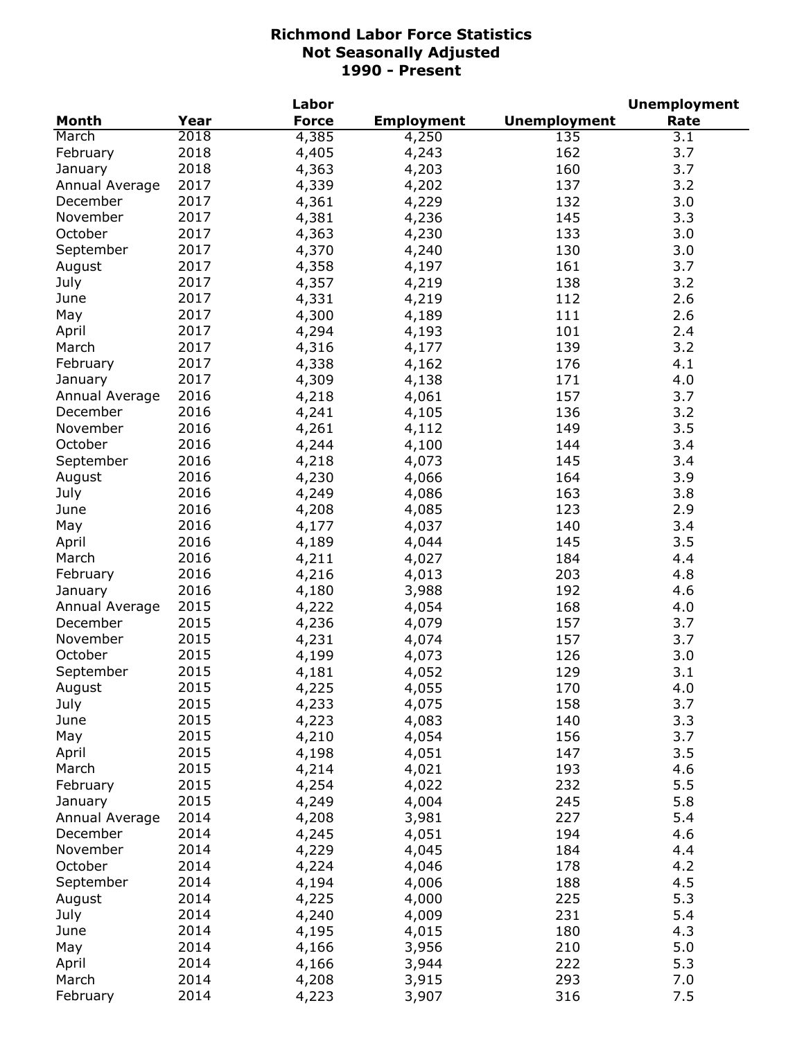# Richmond Labor Force Statistics
## Not Seasonally Adjusted
## 1990 - Present

| Month | Year | Labor Force | Employment | Unemployment | Unemployment Rate |
|---|---|---|---|---|---|
| March | 2018 | 4,385 | 4,250 | 135 | 3.1 |
| February | 2018 | 4,405 | 4,243 | 162 | 3.7 |
| January | 2018 | 4,363 | 4,203 | 160 | 3.7 |
| Annual Average | 2017 | 4,339 | 4,202 | 137 | 3.2 |
| December | 2017 | 4,361 | 4,229 | 132 | 3.0 |
| November | 2017 | 4,381 | 4,236 | 145 | 3.3 |
| October | 2017 | 4,363 | 4,230 | 133 | 3.0 |
| September | 2017 | 4,370 | 4,240 | 130 | 3.0 |
| August | 2017 | 4,358 | 4,197 | 161 | 3.7 |
| July | 2017 | 4,357 | 4,219 | 138 | 3.2 |
| June | 2017 | 4,331 | 4,219 | 112 | 2.6 |
| May | 2017 | 4,300 | 4,189 | 111 | 2.6 |
| April | 2017 | 4,294 | 4,193 | 101 | 2.4 |
| March | 2017 | 4,316 | 4,177 | 139 | 3.2 |
| February | 2017 | 4,338 | 4,162 | 176 | 4.1 |
| January | 2017 | 4,309 | 4,138 | 171 | 4.0 |
| Annual Average | 2016 | 4,218 | 4,061 | 157 | 3.7 |
| December | 2016 | 4,241 | 4,105 | 136 | 3.2 |
| November | 2016 | 4,261 | 4,112 | 149 | 3.5 |
| October | 2016 | 4,244 | 4,100 | 144 | 3.4 |
| September | 2016 | 4,218 | 4,073 | 145 | 3.4 |
| August | 2016 | 4,230 | 4,066 | 164 | 3.9 |
| July | 2016 | 4,249 | 4,086 | 163 | 3.8 |
| June | 2016 | 4,208 | 4,085 | 123 | 2.9 |
| May | 2016 | 4,177 | 4,037 | 140 | 3.4 |
| April | 2016 | 4,189 | 4,044 | 145 | 3.5 |
| March | 2016 | 4,211 | 4,027 | 184 | 4.4 |
| February | 2016 | 4,216 | 4,013 | 203 | 4.8 |
| January | 2016 | 4,180 | 3,988 | 192 | 4.6 |
| Annual Average | 2015 | 4,222 | 4,054 | 168 | 4.0 |
| December | 2015 | 4,236 | 4,079 | 157 | 3.7 |
| November | 2015 | 4,231 | 4,074 | 157 | 3.7 |
| October | 2015 | 4,199 | 4,073 | 126 | 3.0 |
| September | 2015 | 4,181 | 4,052 | 129 | 3.1 |
| August | 2015 | 4,225 | 4,055 | 170 | 4.0 |
| July | 2015 | 4,233 | 4,075 | 158 | 3.7 |
| June | 2015 | 4,223 | 4,083 | 140 | 3.3 |
| May | 2015 | 4,210 | 4,054 | 156 | 3.7 |
| April | 2015 | 4,198 | 4,051 | 147 | 3.5 |
| March | 2015 | 4,214 | 4,021 | 193 | 4.6 |
| February | 2015 | 4,254 | 4,022 | 232 | 5.5 |
| January | 2015 | 4,249 | 4,004 | 245 | 5.8 |
| Annual Average | 2014 | 4,208 | 3,981 | 227 | 5.4 |
| December | 2014 | 4,245 | 4,051 | 194 | 4.6 |
| November | 2014 | 4,229 | 4,045 | 184 | 4.4 |
| October | 2014 | 4,224 | 4,046 | 178 | 4.2 |
| September | 2014 | 4,194 | 4,006 | 188 | 4.5 |
| August | 2014 | 4,225 | 4,000 | 225 | 5.3 |
| July | 2014 | 4,240 | 4,009 | 231 | 5.4 |
| June | 2014 | 4,195 | 4,015 | 180 | 4.3 |
| May | 2014 | 4,166 | 3,956 | 210 | 5.0 |
| April | 2014 | 4,166 | 3,944 | 222 | 5.3 |
| March | 2014 | 4,208 | 3,915 | 293 | 7.0 |
| February | 2014 | 4,223 | 3,907 | 316 | 7.5 |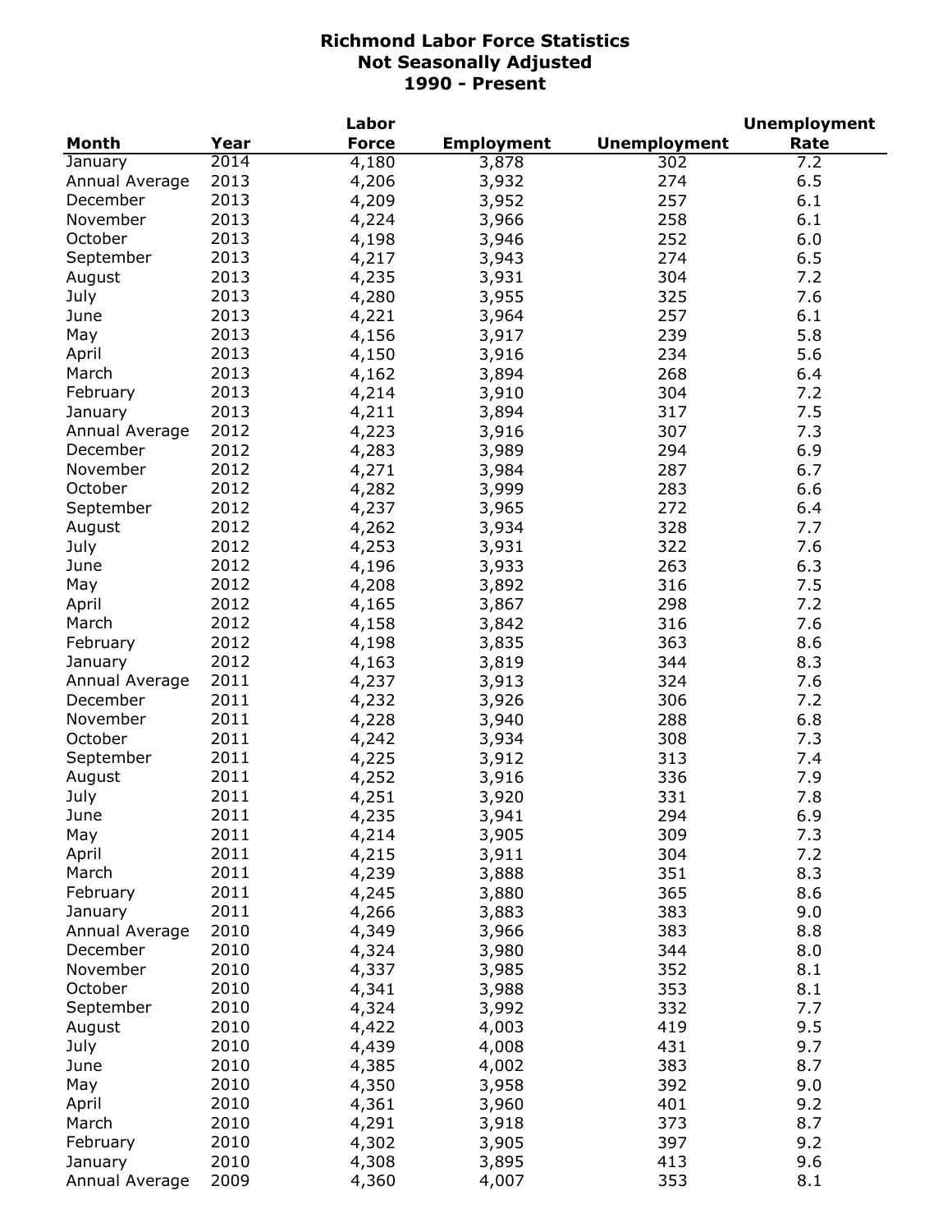# Richmond Labor Force Statistics
## Not Seasonally Adjusted
## 1990 - Present

| Month | Year | Labor Force | Employment | Unemployment | Unemployment Rate |
|---|---|---|---|---|---|
| January | 2014 | 4,180 | 3,878 | 302 | 7.2 |
| Annual Average | 2013 | 4,206 | 3,932 | 274 | 6.5 |
| December | 2013 | 4,209 | 3,952 | 257 | 6.1 |
| November | 2013 | 4,224 | 3,966 | 258 | 6.1 |
| October | 2013 | 4,198 | 3,946 | 252 | 6.0 |
| September | 2013 | 4,217 | 3,943 | 274 | 6.5 |
| August | 2013 | 4,235 | 3,931 | 304 | 7.2 |
| July | 2013 | 4,280 | 3,955 | 325 | 7.6 |
| June | 2013 | 4,221 | 3,964 | 257 | 6.1 |
| May | 2013 | 4,156 | 3,917 | 239 | 5.8 |
| April | 2013 | 4,150 | 3,916 | 234 | 5.6 |
| March | 2013 | 4,162 | 3,894 | 268 | 6.4 |
| February | 2013 | 4,214 | 3,910 | 304 | 7.2 |
| January | 2013 | 4,211 | 3,894 | 317 | 7.5 |
| Annual Average | 2012 | 4,223 | 3,916 | 307 | 7.3 |
| December | 2012 | 4,283 | 3,989 | 294 | 6.9 |
| November | 2012 | 4,271 | 3,984 | 287 | 6.7 |
| October | 2012 | 4,282 | 3,999 | 283 | 6.6 |
| September | 2012 | 4,237 | 3,965 | 272 | 6.4 |
| August | 2012 | 4,262 | 3,934 | 328 | 7.7 |
| July | 2012 | 4,253 | 3,931 | 322 | 7.6 |
| June | 2012 | 4,196 | 3,933 | 263 | 6.3 |
| May | 2012 | 4,208 | 3,892 | 316 | 7.5 |
| April | 2012 | 4,165 | 3,867 | 298 | 7.2 |
| March | 2012 | 4,158 | 3,842 | 316 | 7.6 |
| February | 2012 | 4,198 | 3,835 | 363 | 8.6 |
| January | 2012 | 4,163 | 3,819 | 344 | 8.3 |
| Annual Average | 2011 | 4,237 | 3,913 | 324 | 7.6 |
| December | 2011 | 4,232 | 3,926 | 306 | 7.2 |
| November | 2011 | 4,228 | 3,940 | 288 | 6.8 |
| October | 2011 | 4,242 | 3,934 | 308 | 7.3 |
| September | 2011 | 4,225 | 3,912 | 313 | 7.4 |
| August | 2011 | 4,252 | 3,916 | 336 | 7.9 |
| July | 2011 | 4,251 | 3,920 | 331 | 7.8 |
| June | 2011 | 4,235 | 3,941 | 294 | 6.9 |
| May | 2011 | 4,214 | 3,905 | 309 | 7.3 |
| April | 2011 | 4,215 | 3,911 | 304 | 7.2 |
| March | 2011 | 4,239 | 3,888 | 351 | 8.3 |
| February | 2011 | 4,245 | 3,880 | 365 | 8.6 |
| January | 2011 | 4,266 | 3,883 | 383 | 9.0 |
| Annual Average | 2010 | 4,349 | 3,966 | 383 | 8.8 |
| December | 2010 | 4,324 | 3,980 | 344 | 8.0 |
| November | 2010 | 4,337 | 3,985 | 352 | 8.1 |
| October | 2010 | 4,341 | 3,988 | 353 | 8.1 |
| September | 2010 | 4,324 | 3,992 | 332 | 7.7 |
| August | 2010 | 4,422 | 4,003 | 419 | 9.5 |
| July | 2010 | 4,439 | 4,008 | 431 | 9.7 |
| June | 2010 | 4,385 | 4,002 | 383 | 8.7 |
| May | 2010 | 4,350 | 3,958 | 392 | 9.0 |
| April | 2010 | 4,361 | 3,960 | 401 | 9.2 |
| March | 2010 | 4,291 | 3,918 | 373 | 8.7 |
| February | 2010 | 4,302 | 3,905 | 397 | 9.2 |
| January | 2010 | 4,308 | 3,895 | 413 | 9.6 |
| Annual Average | 2009 | 4,360 | 4,007 | 353 | 8.1 |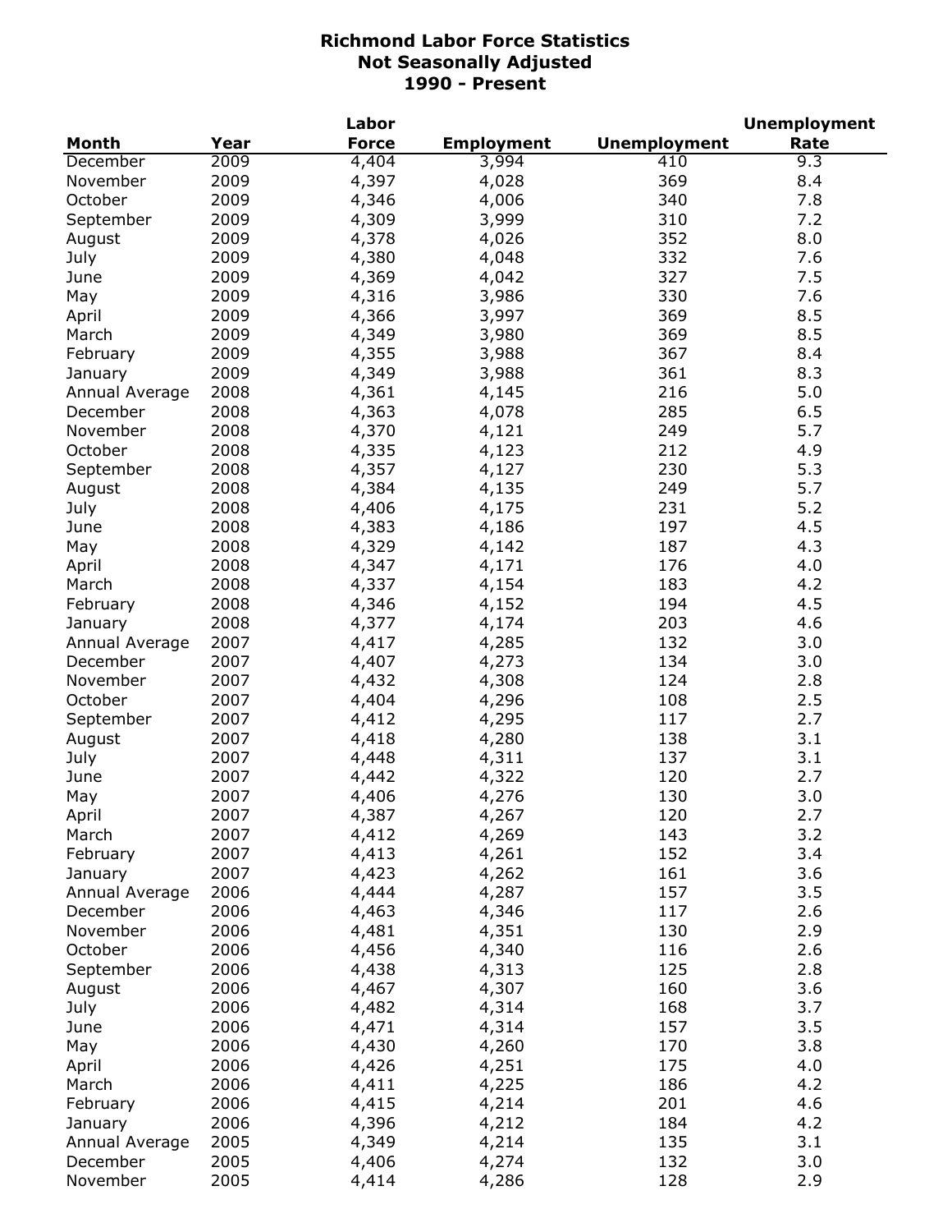# Richmond Labor Force Statistics
## Not Seasonally Adjusted
## 1990 - Present

| Month | Year | Labor Force | Employment | Unemployment | Unemployment Rate |
|---|---|---|---|---|---|
| December | 2009 | 4,404 | 3,994 | 410 | 9.3 |
| November | 2009 | 4,397 | 4,028 | 369 | 8.4 |
| October | 2009 | 4,346 | 4,006 | 340 | 7.8 |
| September | 2009 | 4,309 | 3,999 | 310 | 7.2 |
| August | 2009 | 4,378 | 4,026 | 352 | 8.0 |
| July | 2009 | 4,380 | 4,048 | 332 | 7.6 |
| June | 2009 | 4,369 | 4,042 | 327 | 7.5 |
| May | 2009 | 4,316 | 3,986 | 330 | 7.6 |
| April | 2009 | 4,366 | 3,997 | 369 | 8.5 |
| March | 2009 | 4,349 | 3,980 | 369 | 8.5 |
| February | 2009 | 4,355 | 3,988 | 367 | 8.4 |
| January | 2009 | 4,349 | 3,988 | 361 | 8.3 |
| Annual Average | 2008 | 4,361 | 4,145 | 216 | 5.0 |
| December | 2008 | 4,363 | 4,078 | 285 | 6.5 |
| November | 2008 | 4,370 | 4,121 | 249 | 5.7 |
| October | 2008 | 4,335 | 4,123 | 212 | 4.9 |
| September | 2008 | 4,357 | 4,127 | 230 | 5.3 |
| August | 2008 | 4,384 | 4,135 | 249 | 5.7 |
| July | 2008 | 4,406 | 4,175 | 231 | 5.2 |
| June | 2008 | 4,383 | 4,186 | 197 | 4.5 |
| May | 2008 | 4,329 | 4,142 | 187 | 4.3 |
| April | 2008 | 4,347 | 4,171 | 176 | 4.0 |
| March | 2008 | 4,337 | 4,154 | 183 | 4.2 |
| February | 2008 | 4,346 | 4,152 | 194 | 4.5 |
| January | 2008 | 4,377 | 4,174 | 203 | 4.6 |
| Annual Average | 2007 | 4,417 | 4,285 | 132 | 3.0 |
| December | 2007 | 4,407 | 4,273 | 134 | 3.0 |
| November | 2007 | 4,432 | 4,308 | 124 | 2.8 |
| October | 2007 | 4,404 | 4,296 | 108 | 2.5 |
| September | 2007 | 4,412 | 4,295 | 117 | 2.7 |
| August | 2007 | 4,418 | 4,280 | 138 | 3.1 |
| July | 2007 | 4,448 | 4,311 | 137 | 3.1 |
| June | 2007 | 4,442 | 4,322 | 120 | 2.7 |
| May | 2007 | 4,406 | 4,276 | 130 | 3.0 |
| April | 2007 | 4,387 | 4,267 | 120 | 2.7 |
| March | 2007 | 4,412 | 4,269 | 143 | 3.2 |
| February | 2007 | 4,413 | 4,261 | 152 | 3.4 |
| January | 2007 | 4,423 | 4,262 | 161 | 3.6 |
| Annual Average | 2006 | 4,444 | 4,287 | 157 | 3.5 |
| December | 2006 | 4,463 | 4,346 | 117 | 2.6 |
| November | 2006 | 4,481 | 4,351 | 130 | 2.9 |
| October | 2006 | 4,456 | 4,340 | 116 | 2.6 |
| September | 2006 | 4,438 | 4,313 | 125 | 2.8 |
| August | 2006 | 4,467 | 4,307 | 160 | 3.6 |
| July | 2006 | 4,482 | 4,314 | 168 | 3.7 |
| June | 2006 | 4,471 | 4,314 | 157 | 3.5 |
| May | 2006 | 4,430 | 4,260 | 170 | 3.8 |
| April | 2006 | 4,426 | 4,251 | 175 | 4.0 |
| March | 2006 | 4,411 | 4,225 | 186 | 4.2 |
| February | 2006 | 4,415 | 4,214 | 201 | 4.6 |
| January | 2006 | 4,396 | 4,212 | 184 | 4.2 |
| Annual Average | 2005 | 4,349 | 4,214 | 135 | 3.1 |
| December | 2005 | 4,406 | 4,274 | 132 | 3.0 |
| November | 2005 | 4,414 | 4,286 | 128 | 2.9 |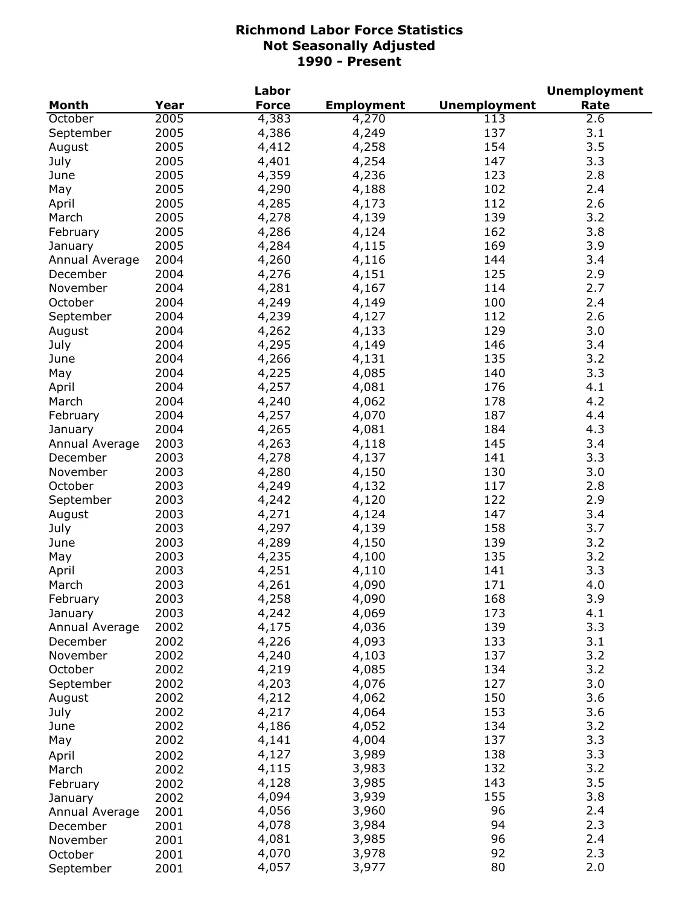# Richmond Labor Force Statistics
## Not Seasonally Adjusted
## 1990 - Present

| Month | Year | Labor Force | Employment | Unemployment | Unemployment Rate |
|---|---|---|---|---|---|
| October | 2005 | 4,383 | 4,270 | 113 | 2.6 |
| September | 2005 | 4,386 | 4,249 | 137 | 3.1 |
| August | 2005 | 4,412 | 4,258 | 154 | 3.5 |
| July | 2005 | 4,401 | 4,254 | 147 | 3.3 |
| June | 2005 | 4,359 | 4,236 | 123 | 2.8 |
| May | 2005 | 4,290 | 4,188 | 102 | 2.4 |
| April | 2005 | 4,285 | 4,173 | 112 | 2.6 |
| March | 2005 | 4,278 | 4,139 | 139 | 3.2 |
| February | 2005 | 4,286 | 4,124 | 162 | 3.8 |
| January | 2005 | 4,284 | 4,115 | 169 | 3.9 |
| Annual Average | 2004 | 4,260 | 4,116 | 144 | 3.4 |
| December | 2004 | 4,276 | 4,151 | 125 | 2.9 |
| November | 2004 | 4,281 | 4,167 | 114 | 2.7 |
| October | 2004 | 4,249 | 4,149 | 100 | 2.4 |
| September | 2004 | 4,239 | 4,127 | 112 | 2.6 |
| August | 2004 | 4,262 | 4,133 | 129 | 3.0 |
| July | 2004 | 4,295 | 4,149 | 146 | 3.4 |
| June | 2004 | 4,266 | 4,131 | 135 | 3.2 |
| May | 2004 | 4,225 | 4,085 | 140 | 3.3 |
| April | 2004 | 4,257 | 4,081 | 176 | 4.1 |
| March | 2004 | 4,240 | 4,062 | 178 | 4.2 |
| February | 2004 | 4,257 | 4,070 | 187 | 4.4 |
| January | 2004 | 4,265 | 4,081 | 184 | 4.3 |
| Annual Average | 2003 | 4,263 | 4,118 | 145 | 3.4 |
| December | 2003 | 4,278 | 4,137 | 141 | 3.3 |
| November | 2003 | 4,280 | 4,150 | 130 | 3.0 |
| October | 2003 | 4,249 | 4,132 | 117 | 2.8 |
| September | 2003 | 4,242 | 4,120 | 122 | 2.9 |
| August | 2003 | 4,271 | 4,124 | 147 | 3.4 |
| July | 2003 | 4,297 | 4,139 | 158 | 3.7 |
| June | 2003 | 4,289 | 4,150 | 139 | 3.2 |
| May | 2003 | 4,235 | 4,100 | 135 | 3.2 |
| April | 2003 | 4,251 | 4,110 | 141 | 3.3 |
| March | 2003 | 4,261 | 4,090 | 171 | 4.0 |
| February | 2003 | 4,258 | 4,090 | 168 | 3.9 |
| January | 2003 | 4,242 | 4,069 | 173 | 4.1 |
| Annual Average | 2002 | 4,175 | 4,036 | 139 | 3.3 |
| December | 2002 | 4,226 | 4,093 | 133 | 3.1 |
| November | 2002 | 4,240 | 4,103 | 137 | 3.2 |
| October | 2002 | 4,219 | 4,085 | 134 | 3.2 |
| September | 2002 | 4,203 | 4,076 | 127 | 3.0 |
| August | 2002 | 4,212 | 4,062 | 150 | 3.6 |
| July | 2002 | 4,217 | 4,064 | 153 | 3.6 |
| June | 2002 | 4,186 | 4,052 | 134 | 3.2 |
| May | 2002 | 4,141 | 4,004 | 137 | 3.3 |
| April | 2002 | 4,127 | 3,989 | 138 | 3.3 |
| March | 2002 | 4,115 | 3,983 | 132 | 3.2 |
| February | 2002 | 4,128 | 3,985 | 143 | 3.5 |
| January | 2002 | 4,094 | 3,939 | 155 | 3.8 |
| Annual Average | 2001 | 4,056 | 3,960 | 96 | 2.4 |
| December | 2001 | 4,078 | 3,984 | 94 | 2.3 |
| November | 2001 | 4,081 | 3,985 | 96 | 2.4 |
| October | 2001 | 4,070 | 3,978 | 92 | 2.3 |
| September | 2001 | 4,057 | 3,977 | 80 | 2.0 |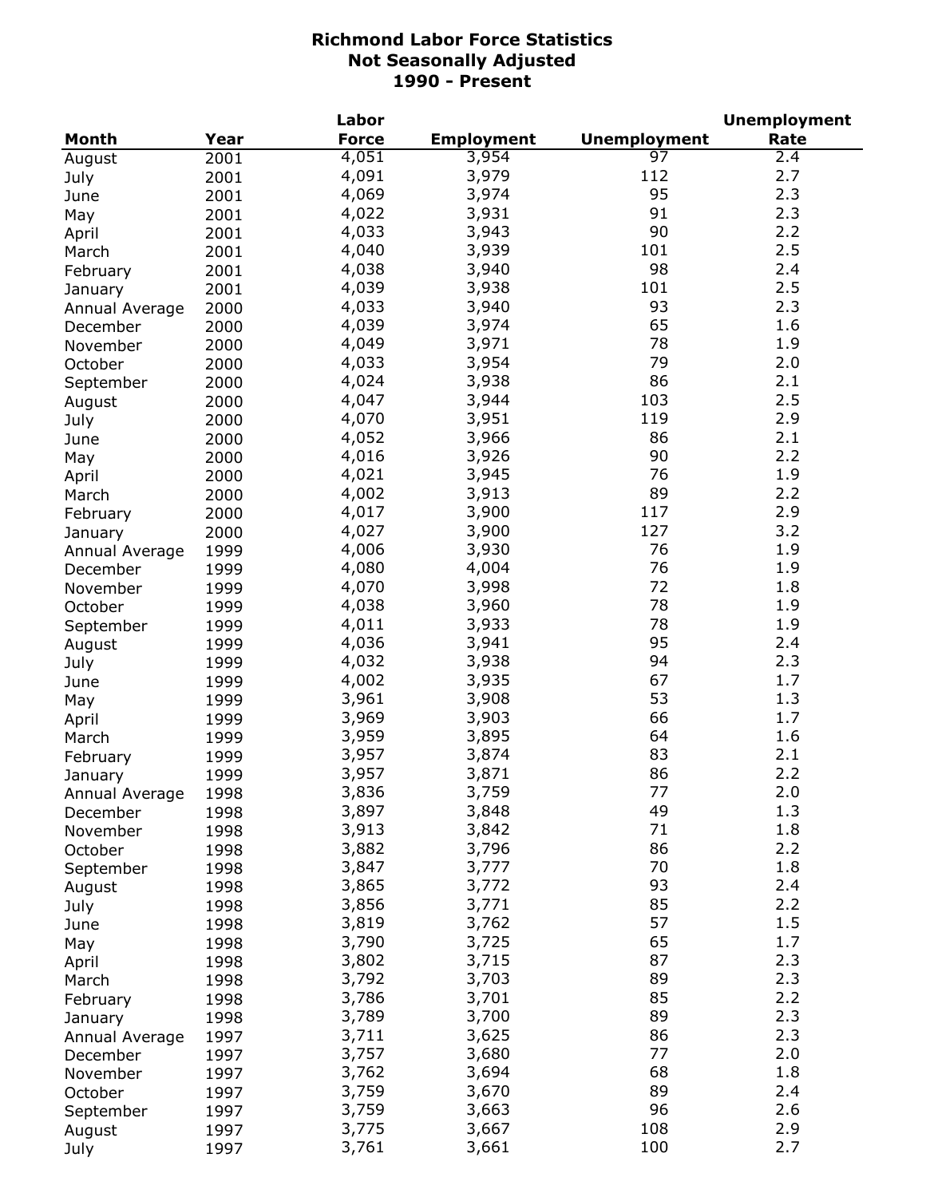**Richmond Labor Force Statistics**
**Not Seasonally Adjusted**
**1990 - Present**

| Month | Year | Labor Force | Employment | Unemployment | Unemployment Rate |
|---|---|---|---|---|---|
| August | 2001 | 4,051 | 3,954 | 97 | 2.4 |
| July | 2001 | 4,091 | 3,979 | 112 | 2.7 |
| June | 2001 | 4,069 | 3,974 | 95 | 2.3 |
| May | 2001 | 4,022 | 3,931 | 91 | 2.3 |
| April | 2001 | 4,033 | 3,943 | 90 | 2.2 |
| March | 2001 | 4,040 | 3,939 | 101 | 2.5 |
| February | 2001 | 4,038 | 3,940 | 98 | 2.4 |
| January | 2001 | 4,039 | 3,938 | 101 | 2.5 |
| Annual Average | 2000 | 4,033 | 3,940 | 93 | 2.3 |
| December | 2000 | 4,039 | 3,974 | 65 | 1.6 |
| November | 2000 | 4,049 | 3,971 | 78 | 1.9 |
| October | 2000 | 4,033 | 3,954 | 79 | 2.0 |
| September | 2000 | 4,024 | 3,938 | 86 | 2.1 |
| August | 2000 | 4,047 | 3,944 | 103 | 2.5 |
| July | 2000 | 4,070 | 3,951 | 119 | 2.9 |
| June | 2000 | 4,052 | 3,966 | 86 | 2.1 |
| May | 2000 | 4,016 | 3,926 | 90 | 2.2 |
| April | 2000 | 4,021 | 3,945 | 76 | 1.9 |
| March | 2000 | 4,002 | 3,913 | 89 | 2.2 |
| February | 2000 | 4,017 | 3,900 | 117 | 2.9 |
| January | 2000 | 4,027 | 3,900 | 127 | 3.2 |
| Annual Average | 1999 | 4,006 | 3,930 | 76 | 1.9 |
| December | 1999 | 4,080 | 4,004 | 76 | 1.9 |
| November | 1999 | 4,070 | 3,998 | 72 | 1.8 |
| October | 1999 | 4,038 | 3,960 | 78 | 1.9 |
| September | 1999 | 4,011 | 3,933 | 78 | 1.9 |
| August | 1999 | 4,036 | 3,941 | 95 | 2.4 |
| July | 1999 | 4,032 | 3,938 | 94 | 2.3 |
| June | 1999 | 4,002 | 3,935 | 67 | 1.7 |
| May | 1999 | 3,961 | 3,908 | 53 | 1.3 |
| April | 1999 | 3,969 | 3,903 | 66 | 1.7 |
| March | 1999 | 3,959 | 3,895 | 64 | 1.6 |
| February | 1999 | 3,957 | 3,874 | 83 | 2.1 |
| January | 1999 | 3,957 | 3,871 | 86 | 2.2 |
| Annual Average | 1998 | 3,836 | 3,759 | 77 | 2.0 |
| December | 1998 | 3,897 | 3,848 | 49 | 1.3 |
| November | 1998 | 3,913 | 3,842 | 71 | 1.8 |
| October | 1998 | 3,882 | 3,796 | 86 | 2.2 |
| September | 1998 | 3,847 | 3,777 | 70 | 1.8 |
| August | 1998 | 3,865 | 3,772 | 93 | 2.4 |
| July | 1998 | 3,856 | 3,771 | 85 | 2.2 |
| June | 1998 | 3,819 | 3,762 | 57 | 1.5 |
| May | 1998 | 3,790 | 3,725 | 65 | 1.7 |
| April | 1998 | 3,802 | 3,715 | 87 | 2.3 |
| March | 1998 | 3,792 | 3,703 | 89 | 2.3 |
| February | 1998 | 3,786 | 3,701 | 85 | 2.2 |
| January | 1998 | 3,789 | 3,700 | 89 | 2.3 |
| Annual Average | 1997 | 3,711 | 3,625 | 86 | 2.3 |
| December | 1997 | 3,757 | 3,680 | 77 | 2.0 |
| November | 1997 | 3,762 | 3,694 | 68 | 1.8 |
| October | 1997 | 3,759 | 3,670 | 89 | 2.4 |
| September | 1997 | 3,759 | 3,663 | 96 | 2.6 |
| August | 1997 | 3,775 | 3,667 | 108 | 2.9 |
| July | 1997 | 3,761 | 3,661 | 100 | 2.7 |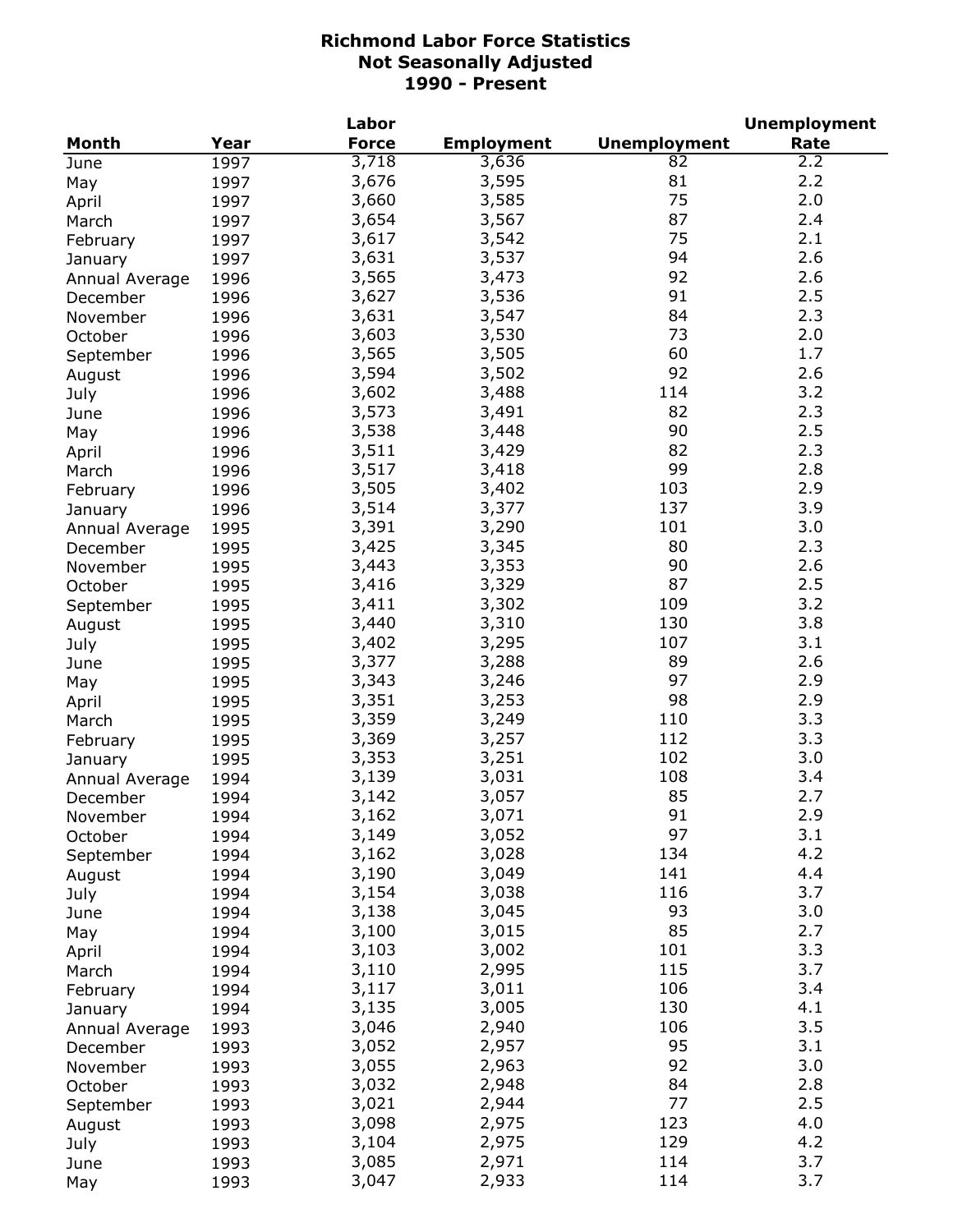# Richmond Labor Force Statistics
## Not Seasonally Adjusted
## 1990 - Present

| Month | Year | Labor Force | Employment | Unemployment | Unemployment Rate |
|---|---|---|---|---|---|
| June | 1997 | 3,718 | 3,636 | 82 | 2.2 |
| May | 1997 | 3,676 | 3,595 | 81 | 2.2 |
| April | 1997 | 3,660 | 3,585 | 75 | 2.0 |
| March | 1997 | 3,654 | 3,567 | 87 | 2.4 |
| February | 1997 | 3,617 | 3,542 | 75 | 2.1 |
| January | 1997 | 3,631 | 3,537 | 94 | 2.6 |
| Annual Average | 1996 | 3,565 | 3,473 | 92 | 2.6 |
| December | 1996 | 3,627 | 3,536 | 91 | 2.5 |
| November | 1996 | 3,631 | 3,547 | 84 | 2.3 |
| October | 1996 | 3,603 | 3,530 | 73 | 2.0 |
| September | 1996 | 3,565 | 3,505 | 60 | 1.7 |
| August | 1996 | 3,594 | 3,502 | 92 | 2.6 |
| July | 1996 | 3,602 | 3,488 | 114 | 3.2 |
| June | 1996 | 3,573 | 3,491 | 82 | 2.3 |
| May | 1996 | 3,538 | 3,448 | 90 | 2.5 |
| April | 1996 | 3,511 | 3,429 | 82 | 2.3 |
| March | 1996 | 3,517 | 3,418 | 99 | 2.8 |
| February | 1996 | 3,505 | 3,402 | 103 | 2.9 |
| January | 1996 | 3,514 | 3,377 | 137 | 3.9 |
| Annual Average | 1995 | 3,391 | 3,290 | 101 | 3.0 |
| December | 1995 | 3,425 | 3,345 | 80 | 2.3 |
| November | 1995 | 3,443 | 3,353 | 90 | 2.6 |
| October | 1995 | 3,416 | 3,329 | 87 | 2.5 |
| September | 1995 | 3,411 | 3,302 | 109 | 3.2 |
| August | 1995 | 3,440 | 3,310 | 130 | 3.8 |
| July | 1995 | 3,402 | 3,295 | 107 | 3.1 |
| June | 1995 | 3,377 | 3,288 | 89 | 2.6 |
| May | 1995 | 3,343 | 3,246 | 97 | 2.9 |
| April | 1995 | 3,351 | 3,253 | 98 | 2.9 |
| March | 1995 | 3,359 | 3,249 | 110 | 3.3 |
| February | 1995 | 3,369 | 3,257 | 112 | 3.3 |
| January | 1995 | 3,353 | 3,251 | 102 | 3.0 |
| Annual Average | 1994 | 3,139 | 3,031 | 108 | 3.4 |
| December | 1994 | 3,142 | 3,057 | 85 | 2.7 |
| November | 1994 | 3,162 | 3,071 | 91 | 2.9 |
| October | 1994 | 3,149 | 3,052 | 97 | 3.1 |
| September | 1994 | 3,162 | 3,028 | 134 | 4.2 |
| August | 1994 | 3,190 | 3,049 | 141 | 4.4 |
| July | 1994 | 3,154 | 3,038 | 116 | 3.7 |
| June | 1994 | 3,138 | 3,045 | 93 | 3.0 |
| May | 1994 | 3,100 | 3,015 | 85 | 2.7 |
| April | 1994 | 3,103 | 3,002 | 101 | 3.3 |
| March | 1994 | 3,110 | 2,995 | 115 | 3.7 |
| February | 1994 | 3,117 | 3,011 | 106 | 3.4 |
| January | 1994 | 3,135 | 3,005 | 130 | 4.1 |
| Annual Average | 1993 | 3,046 | 2,940 | 106 | 3.5 |
| December | 1993 | 3,052 | 2,957 | 95 | 3.1 |
| November | 1993 | 3,055 | 2,963 | 92 | 3.0 |
| October | 1993 | 3,032 | 2,948 | 84 | 2.8 |
| September | 1993 | 3,021 | 2,944 | 77 | 2.5 |
| August | 1993 | 3,098 | 2,975 | 123 | 4.0 |
| July | 1993 | 3,104 | 2,975 | 129 | 4.2 |
| June | 1993 | 3,085 | 2,971 | 114 | 3.7 |
| May | 1993 | 3,047 | 2,933 | 114 | 3.7 |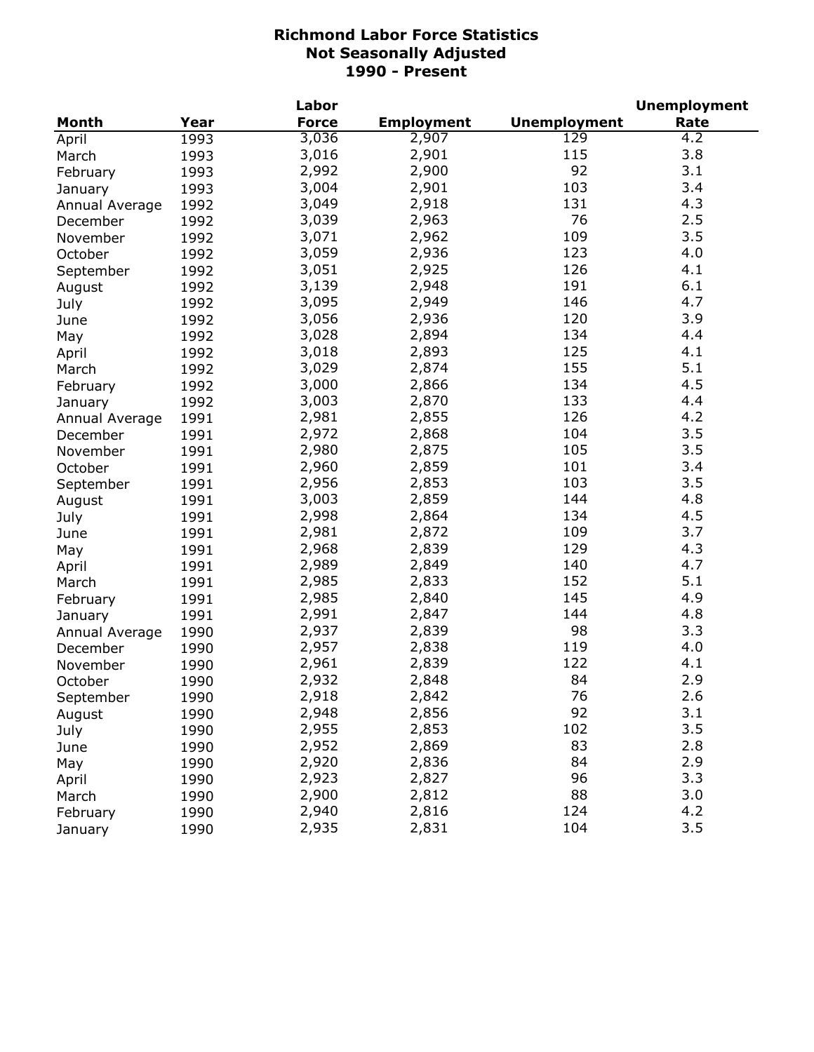# Richmond Labor Force Statistics
## Not Seasonally Adjusted
## 1990 - Present

| Month | Year | Labor Force | Employment | Unemployment | Unemployment Rate |
|---|---|---|---|---|---|
| April | 1993 | 3,036 | 2,907 | 129 | 4.2 |
| March | 1993 | 3,016 | 2,901 | 115 | 3.8 |
| February | 1993 | 2,992 | 2,900 | 92 | 3.1 |
| January | 1993 | 3,004 | 2,901 | 103 | 3.4 |
| Annual Average | 1992 | 3,049 | 2,918 | 131 | 4.3 |
| December | 1992 | 3,039 | 2,963 | 76 | 2.5 |
| November | 1992 | 3,071 | 2,962 | 109 | 3.5 |
| October | 1992 | 3,059 | 2,936 | 123 | 4.0 |
| September | 1992 | 3,051 | 2,925 | 126 | 4.1 |
| August | 1992 | 3,139 | 2,948 | 191 | 6.1 |
| July | 1992 | 3,095 | 2,949 | 146 | 4.7 |
| June | 1992 | 3,056 | 2,936 | 120 | 3.9 |
| May | 1992 | 3,028 | 2,894 | 134 | 4.4 |
| April | 1992 | 3,018 | 2,893 | 125 | 4.1 |
| March | 1992 | 3,029 | 2,874 | 155 | 5.1 |
| February | 1992 | 3,000 | 2,866 | 134 | 4.5 |
| January | 1992 | 3,003 | 2,870 | 133 | 4.4 |
| Annual Average | 1991 | 2,981 | 2,855 | 126 | 4.2 |
| December | 1991 | 2,972 | 2,868 | 104 | 3.5 |
| November | 1991 | 2,980 | 2,875 | 105 | 3.5 |
| October | 1991 | 2,960 | 2,859 | 101 | 3.4 |
| September | 1991 | 2,956 | 2,853 | 103 | 3.5 |
| August | 1991 | 3,003 | 2,859 | 144 | 4.8 |
| July | 1991 | 2,998 | 2,864 | 134 | 4.5 |
| June | 1991 | 2,981 | 2,872 | 109 | 3.7 |
| May | 1991 | 2,968 | 2,839 | 129 | 4.3 |
| April | 1991 | 2,989 | 2,849 | 140 | 4.7 |
| March | 1991 | 2,985 | 2,833 | 152 | 5.1 |
| February | 1991 | 2,985 | 2,840 | 145 | 4.9 |
| January | 1991 | 2,991 | 2,847 | 144 | 4.8 |
| Annual Average | 1990 | 2,937 | 2,839 | 98 | 3.3 |
| December | 1990 | 2,957 | 2,838 | 119 | 4.0 |
| November | 1990 | 2,961 | 2,839 | 122 | 4.1 |
| October | 1990 | 2,932 | 2,848 | 84 | 2.9 |
| September | 1990 | 2,918 | 2,842 | 76 | 2.6 |
| August | 1990 | 2,948 | 2,856 | 92 | 3.1 |
| July | 1990 | 2,955 | 2,853 | 102 | 3.5 |
| June | 1990 | 2,952 | 2,869 | 83 | 2.8 |
| May | 1990 | 2,920 | 2,836 | 84 | 2.9 |
| April | 1990 | 2,923 | 2,827 | 96 | 3.3 |
| March | 1990 | 2,900 | 2,812 | 88 | 3.0 |
| February | 1990 | 2,940 | 2,816 | 124 | 4.2 |
| January | 1990 | 2,935 | 2,831 | 104 | 3.5 |